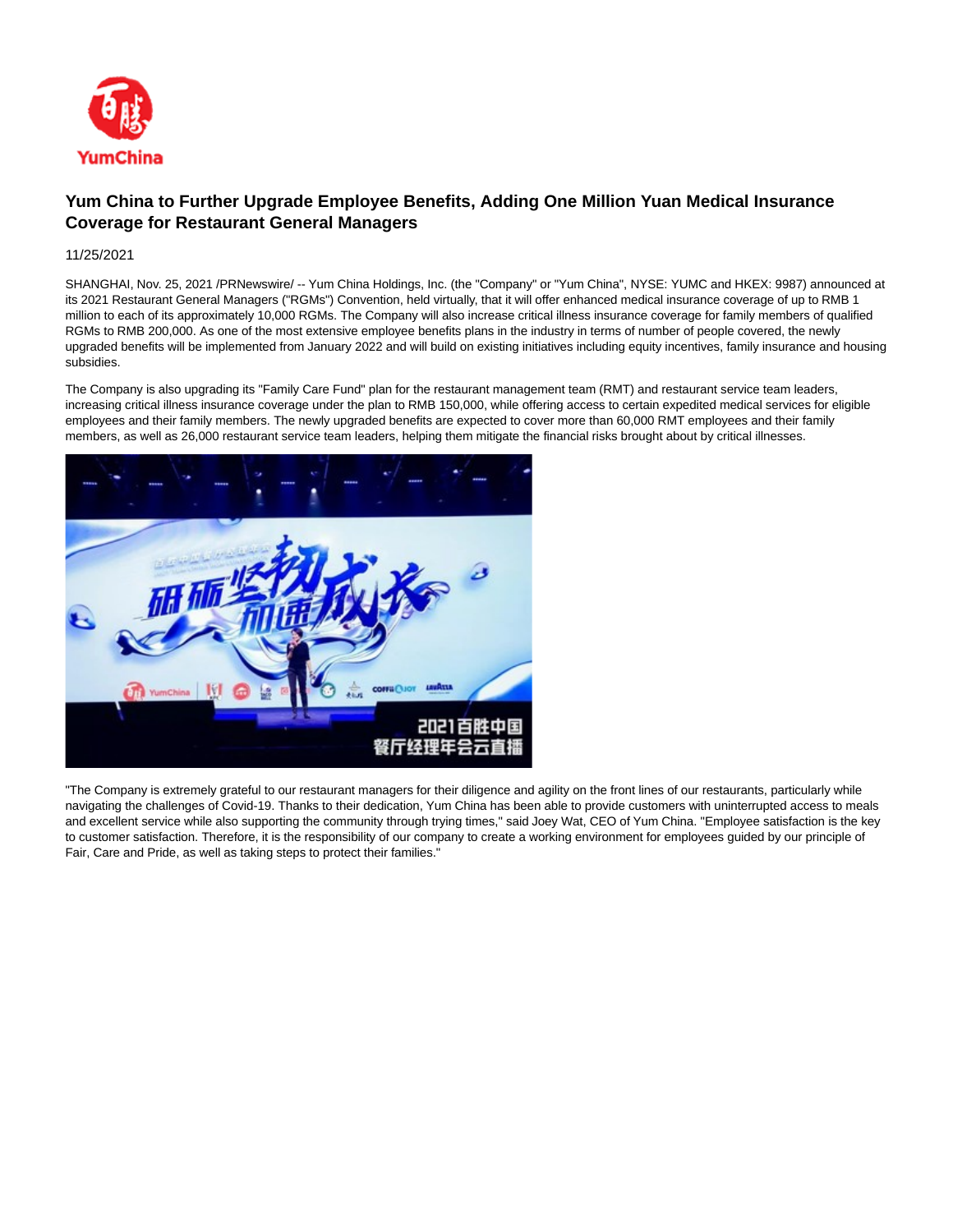# Yum China to Further Upgrade Employee Benefits, Adding One Million Yuan Medical Insurance Coverage for Restaurant General Managers

11/25/2021

SHANGHAI, Nov. 25, 2021 /PRNewswire/ -- Yum China Holdings, Inc. (the "Company" or "Yum China", NYSE: YUMC and HKEX: 9987) announced at its 2021 Restaurant General Managers ("RGMs") Convention, held virtually, that it will offer enhanced medical insurance coverage of up to RMB 1 million to each of its approximately 10,000 RGMs. The Company will also increase critical illness insurance coverage for family members of qualified RGMs to RMB 200,000. As one of the most extensive employee benefits plans in the industry in terms of number of people covered, the newly upgraded benefits will be implemented from January 2022 and will build on existing initiatives including equity incentives, family insurance and housing subsidies.

The Company is also upgrading its "Family Care Fund" plan for the restaurant management team (RMT) and restaurant service team leaders, increasing critical illness insurance coverage under the plan to RMB 150,000, while offering access to certain expedited medical services for eligible employees and their family members. The newly upgraded benefits are expected to cover more than 60,000 RMT employees and their family members, as well as 26,000 restaurant service team leaders, helping them mitigate the financial risks brought about by critical illnesses.

"The Company is extremely grateful to our restaurant managers for their diligence and agility on the front lines of our restaurants, particularly while navigating the challenges of Covid-19. Thanks to their dedication, Yum China has been able to provide customers with uninterrupted access to meals and excellent service while also supporting the community through trying times," said Joey Wat, CEO of Yum China. "Employee satisfaction is the key to customer satisfaction. Therefore, it is the responsibility of our company to create a working environment for employees guided by our principle of Fair, Care and Pride, as well as taking steps to protect their families."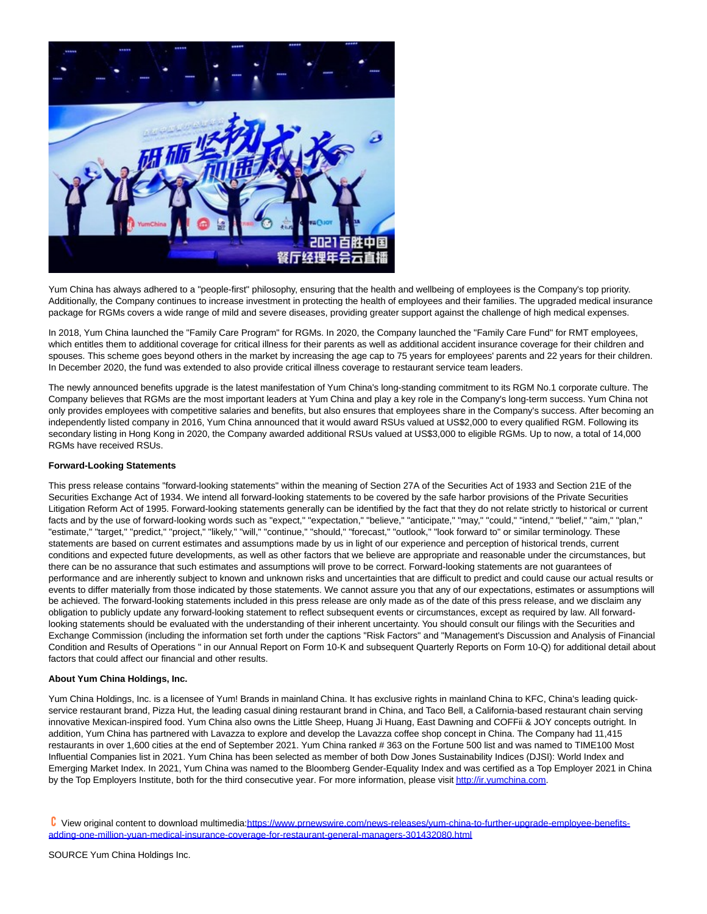Yum China has always adhered to a "people-first" philosophy, ensuring that the health and wellbeing of employees is the Company's top priority. Additionally, the Company continues to increase investment in protecting the health of employees and their families. The upgraded medical insurance package for RGMs covers a wide range of mild and severe diseases, providing greater support against the challenge of high medical expenses.

In 2018, Yum China launched the "Family Care Program" for RGMs. In 2020, the Company launched the "Family Care Fund" for RMT employees, which entitles them to additional coverage for critical illness for their parents as well as additional accident insurance coverage for their children and spouses. This scheme goes beyond others in the market by increasing the age cap to 75 years for employees' parents and 22 years for their children. In December 2020, the fund was extended to also provide critical illness coverage to restaurant service team leaders.

The newly announced benefits upgrade is the latest manifestation of Yum China's long-standing commitment to its RGM No.1 corporate culture. The Company believes that RGMs are the most important leaders at Yum China and play a key role in the Company's long-term success. Yum China not only provides employees with competitive salaries and benefits, but also ensures that employees share in the Company's success. After becoming an independently listed company in 2016, Yum China announced that it would award RSUs valued at US$2,000 to every qualified RGM. Following its secondary listing in Hong Kong in 2020, the Company awarded additional RSUs valued at US$3,000 to eligible RGMs. Up to now, a total of 14,000 RGMs have received RSUs.

**Forward-Looking Statements**

This press release contains "forward-looking statements" within the meaning of Section 27A of the Securities Act of 1933 and Section 21E of the Securities Exchange Act of 1934. We intend all forward-looking statements to be covered by the safe harbor provisions of the Private Securities Litigation Reform Act of 1995. Forward-looking statements generally can be identified by the fact that they do not relate strictly to historical or current facts and by the use of forward-looking words such as "expect," "expectation," "believe," "anticipate," "may," "could," "intend," "belief," "aim," "plan," "estimate," "target," "predict," "project," "likely," "will," "continue," "should," "forecast," "outlook," "look forward to" or similar terminology. These statements are based on current estimates and assumptions made by us in light of our experience and perception of historical trends, current conditions and expected future developments, as well as other factors that we believe are appropriate and reasonable under the circumstances, but there can be no assurance that such estimates and assumptions will prove to be correct. Forward-looking statements are not guarantees of performance and are inherently subject to known and unknown risks and uncertainties that are difficult to predict and could cause our actual results or events to differ materially from those indicated by those statements. We cannot assure you that any of our expectations, estimates or assumptions will be achieved. The forward-looking statements included in this press release are only made as of the date of this press release, and we disclaim any obligation to publicly update any forward-looking statement to reflect subsequent events or circumstances, except as required by law. All forward-looking statements should be evaluated with the understanding of their inherent uncertainty. You should consult our filings with the Securities and Exchange Commission (including the information set forth under the captions "Risk Factors" and "Management's Discussion and Analysis of Financial Condition and Results of Operations " in our Annual Report on Form 10-K and subsequent Quarterly Reports on Form 10-Q) for additional detail about factors that could affect our financial and other results.

**About Yum China Holdings, Inc.**

Yum China Holdings, Inc. is a licensee of Yum! Brands in mainland China. It has exclusive rights in mainland China to KFC, China's leading quick-service restaurant brand, Pizza Hut, the leading casual dining restaurant brand in China, and Taco Bell, a California-based restaurant chain serving innovative Mexican-inspired food. Yum China also owns the Little Sheep, Huang Ji Huang, East Dawning and COFFii & JOY concepts outright. In addition, Yum China has partnered with Lavazza to explore and develop the Lavazza coffee shop concept in China. The Company had 11,415 restaurants in over 1,600 cities at the end of September 2021. Yum China ranked # 363 on the Fortune 500 list and was named to TIME100 Most Influential Companies list in 2021. Yum China has been selected as member of both Dow Jones Sustainability Indices (DJSI): World Index and Emerging Market Index. In 2021, Yum China was named to the Bloomberg Gender-Equality Index and was certified as a Top Employer 2021 in China by the Top Employers Institute, both for the third consecutive year. For more information, please visit http://ir.yumchina.com.

View original content to download multimedia:https://www.prnewswire.com/news-releases/yum-china-to-further-upgrade-employee-benefits-adding-one-million-yuan-medical-insurance-coverage-for-restaurant-general-managers-301432080.html

SOURCE Yum China Holdings Inc.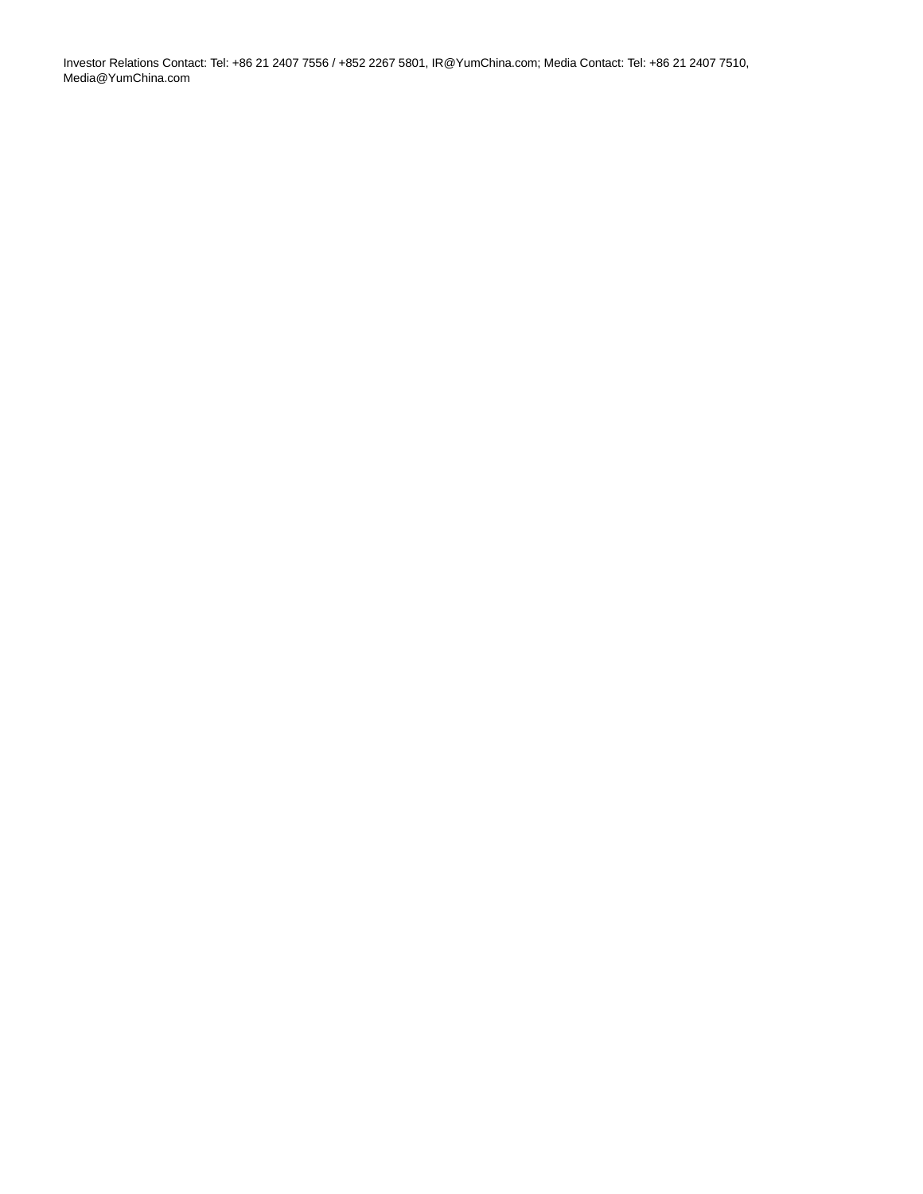Investor Relations Contact: Tel: +86 21 2407 7556 / +852 2267 5801, IR@YumChina.com; Media Contact: Tel: +86 21 2407 7510, Media@YumChina.com